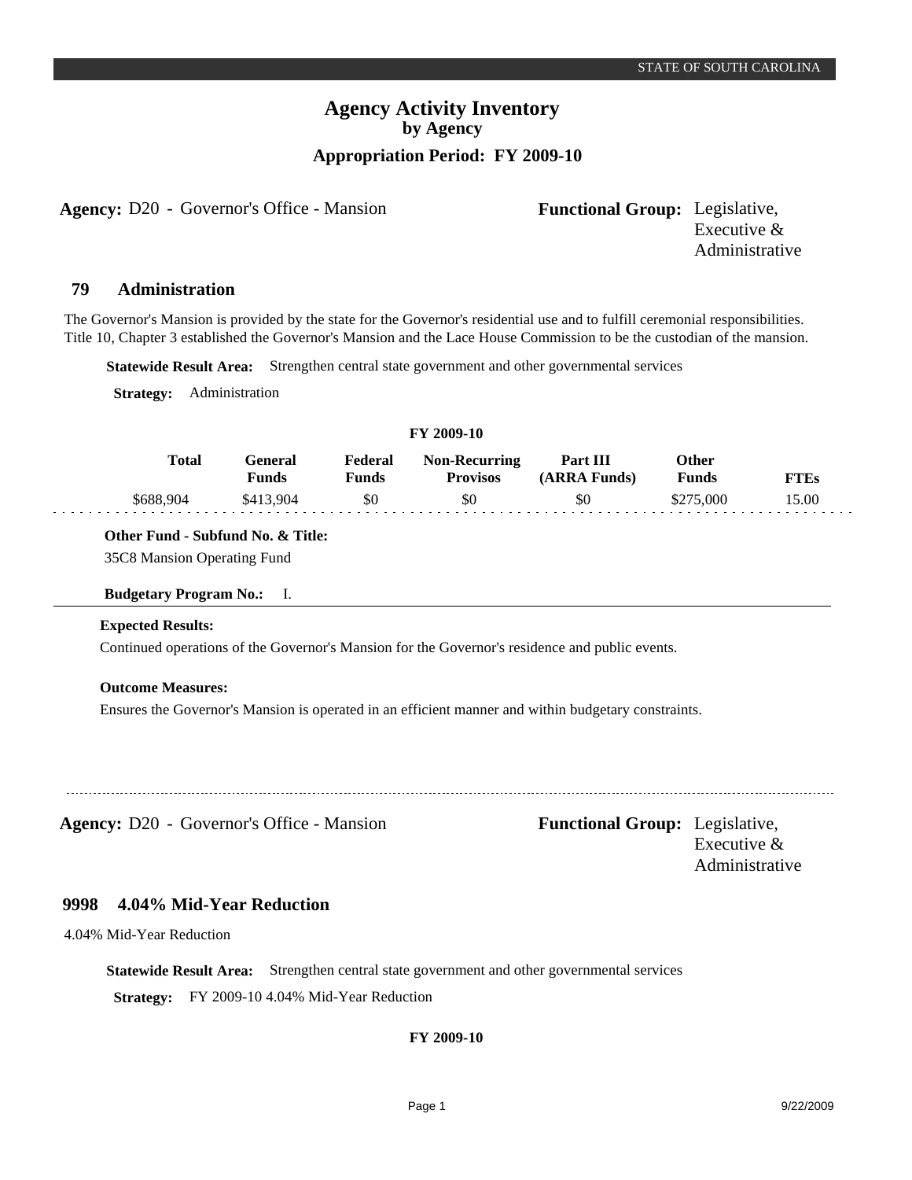# Agency Activity Inventory

**by Agency**

**Appropriation Period: FY 2009-10**

**Agency:** D20 - Governor's Office - Mansion

**Functional Group:** Legislative, Executive & Administrative

## 79 Administration

The Governor's Mansion is provided by the state for the Governor's residential use and to fulfill ceremonial responsibilities. Title 10, Chapter 3 established the Governor's Mansion and the Lace House Commission to be the custodian of the mansion.

**Statewide Result Area:** Strengthen central state government and other governmental services

**Strategy:** Administration

**FY 2009-10**

| Total | General Funds | Federal Funds | Non-Recurring Provisos | Part III (ARRA Funds) | Other Funds | FTEs |
|---|---|---|---|---|---|---|
| $688,904 | $413,904 | $0 | $0 | $0 | $275,000 | 15.00 |

**Other Fund - Subfund No. & Title:**

35C8 Mansion Operating Fund

**Budgetary Program No.:** I.

**Expected Results:**

Continued operations of the Governor's Mansion for the Governor's residence and public events.

**Outcome Measures:**

Ensures the Governor's Mansion is operated in an efficient manner and within budgetary constraints.

---

**Agency:** D20 - Governor's Office - Mansion

**Functional Group:** Legislative, Executive & Administrative

## 9998 4.04% Mid-Year Reduction

4.04% Mid-Year Reduction

**Statewide Result Area:** Strengthen central state government and other governmental services

**Strategy:** FY 2009-10 4.04% Mid-Year Reduction

**FY 2009-10**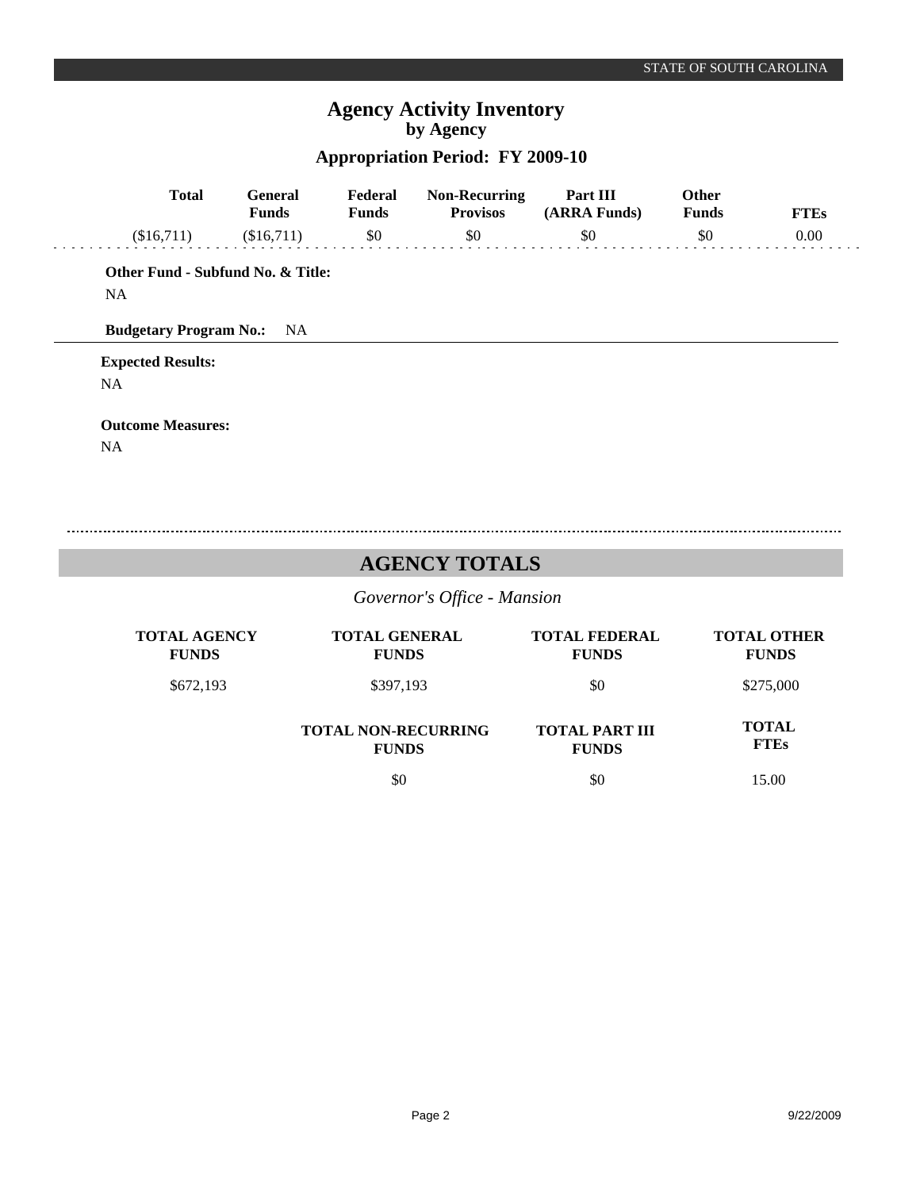STATE OF SOUTH CAROLINA

# Agency Activity Inventory
## by Agency

### Appropriation Period: FY 2009-10

| Total | General Funds | Federal Funds | Non-Recurring Provisos | Part III (ARRA Funds) | Other Funds | FTEs |
|---|---|---|---|---|---|---|
| ($16,711) | ($16,711) | $0 | $0 | $0 | $0 | 0.00 |

**Other Fund - Subfund No. & Title:**

NA

**Budgetary Program No.:** NA

**Expected Results:**

NA

**Outcome Measures:**

NA

## AGENCY TOTALS

*Governor's Office - Mansion*

| TOTAL AGENCY FUNDS | TOTAL GENERAL FUNDS | TOTAL FEDERAL FUNDS | TOTAL OTHER FUNDS |
|---|---|---|---|
| $672,193 | $397,193 | $0 | $275,000 |
| | **TOTAL NON-RECURRING FUNDS** | **TOTAL PART III FUNDS** | **TOTAL FTEs** |
| | $0 | $0 | 15.00 |

9/22/2009